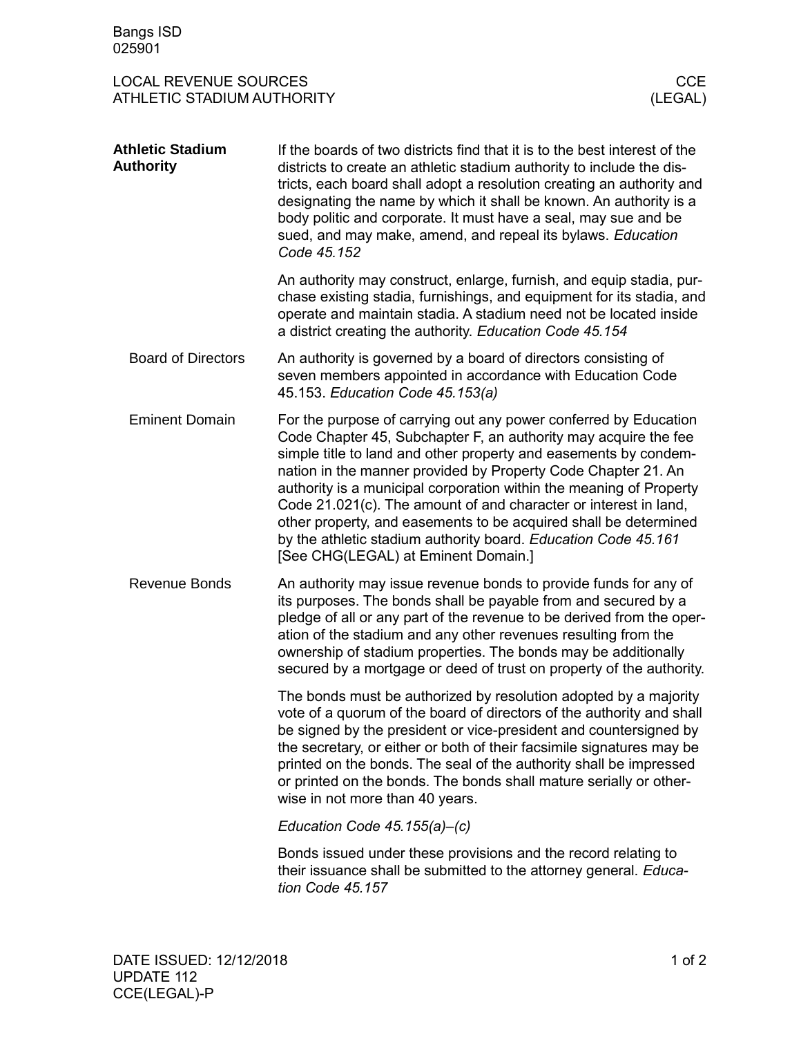Bangs ISD
025901

LOCAL REVENUE SOURCES
ATHLETIC STADIUM AUTHORITY

CCE
(LEGAL)

## Athletic Stadium Authority

If the boards of two districts find that it is to the best interest of the districts to create an athletic stadium authority to include the districts, each board shall adopt a resolution creating an authority and designating the name by which it shall be known. An authority is a body politic and corporate. It must have a seal, may sue and be sued, and may make, amend, and repeal its bylaws. *Education Code 45.152*

An authority may construct, enlarge, furnish, and equip stadia, purchase existing stadia, furnishings, and equipment for its stadia, and operate and maintain stadia. A stadium need not be located inside a district creating the authority. *Education Code 45.154*

### Board of Directors

An authority is governed by a board of directors consisting of seven members appointed in accordance with Education Code 45.153. *Education Code 45.153(a)*

### Eminent Domain

For the purpose of carrying out any power conferred by Education Code Chapter 45, Subchapter F, an authority may acquire the fee simple title to land and other property and easements by condemnation in the manner provided by Property Code Chapter 21. An authority is a municipal corporation within the meaning of Property Code 21.021(c). The amount of and character or interest in land, other property, and easements to be acquired shall be determined by the athletic stadium authority board. *Education Code 45.161* [See CHG(LEGAL) at Eminent Domain.]

### Revenue Bonds

An authority may issue revenue bonds to provide funds for any of its purposes. The bonds shall be payable from and secured by a pledge of all or any part of the revenue to be derived from the operation of the stadium and any other revenues resulting from the ownership of stadium properties. The bonds may be additionally secured by a mortgage or deed of trust on property of the authority.

The bonds must be authorized by resolution adopted by a majority vote of a quorum of the board of directors of the authority and shall be signed by the president or vice-president and countersigned by the secretary, or either or both of their facsimile signatures may be printed on the bonds. The seal of the authority shall be impressed or printed on the bonds. The bonds shall mature serially or otherwise in not more than 40 years.

*Education Code 45.155(a)–(c)*

Bonds issued under these provisions and the record relating to their issuance shall be submitted to the attorney general. *Education Code 45.157*

DATE ISSUED: 12/12/2018
UPDATE 112
CCE(LEGAL)-P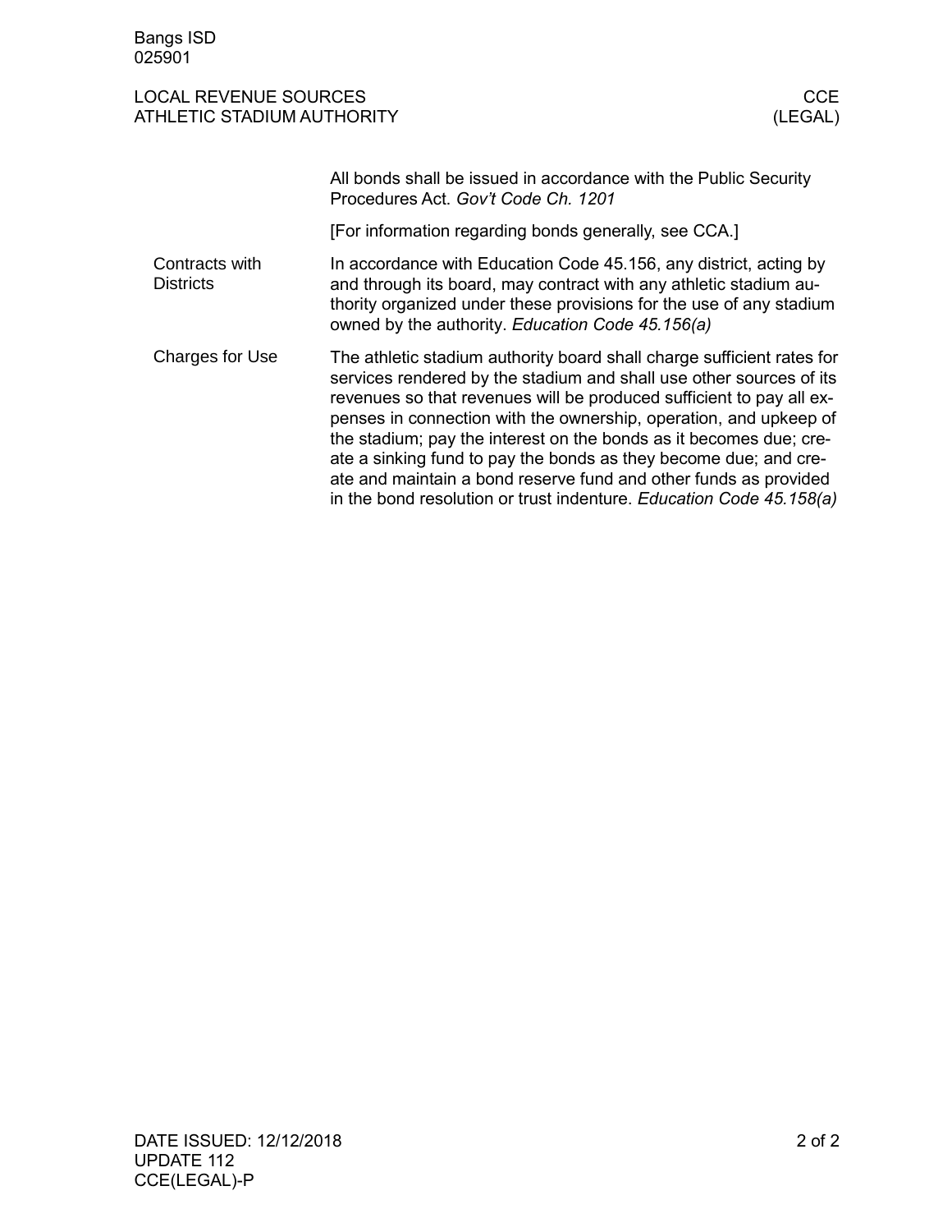All bonds shall be issued in accordance with the Public Security Procedures Act. *Gov't Code Ch. 1201*

[For information regarding bonds generally, see CCA.]

### Contracts with Districts

In accordance with Education Code 45.156, any district, acting by and through its board, may contract with any athletic stadium authority organized under these provisions for the use of any stadium owned by the authority. *Education Code 45.156(a)*

### Charges for Use

The athletic stadium authority board shall charge sufficient rates for services rendered by the stadium and shall use other sources of its revenues so that revenues will be produced sufficient to pay all expenses in connection with the ownership, operation, and upkeep of the stadium; pay the interest on the bonds as it becomes due; create a sinking fund to pay the bonds as they become due; and create and maintain a bond reserve fund and other funds as provided in the bond resolution or trust indenture. *Education Code 45.158(a)*